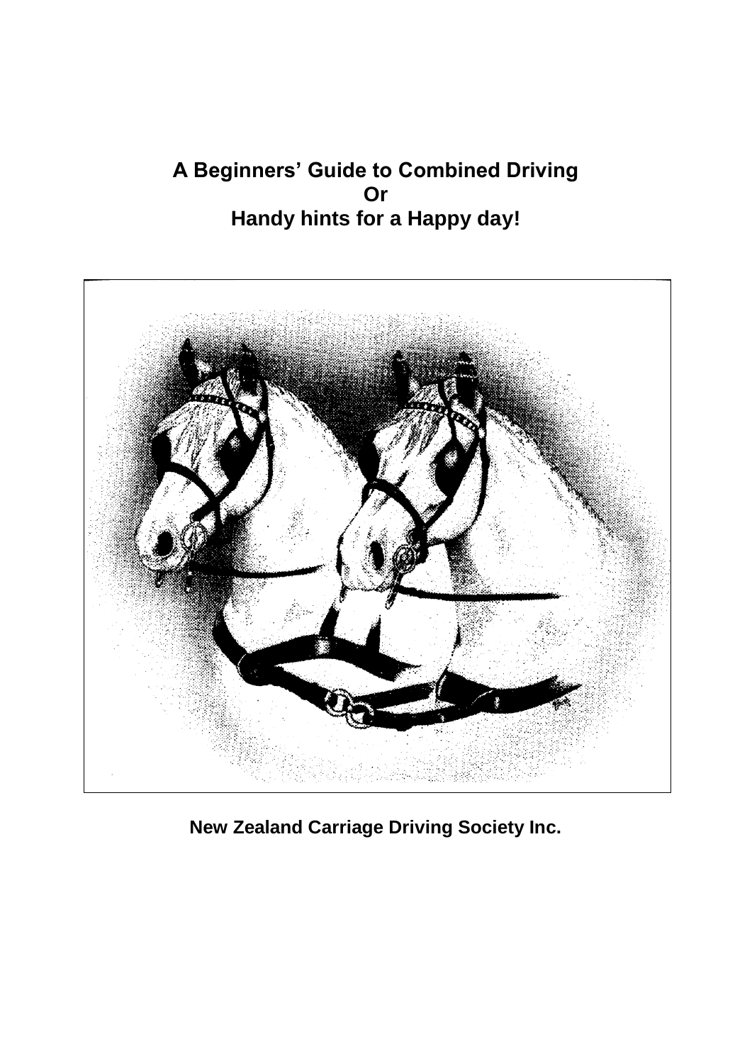# A Beginners' Guide to Combined Driving
# Or
# Handy hints for a Happy day!

**New Zealand Carriage Driving Society Inc.**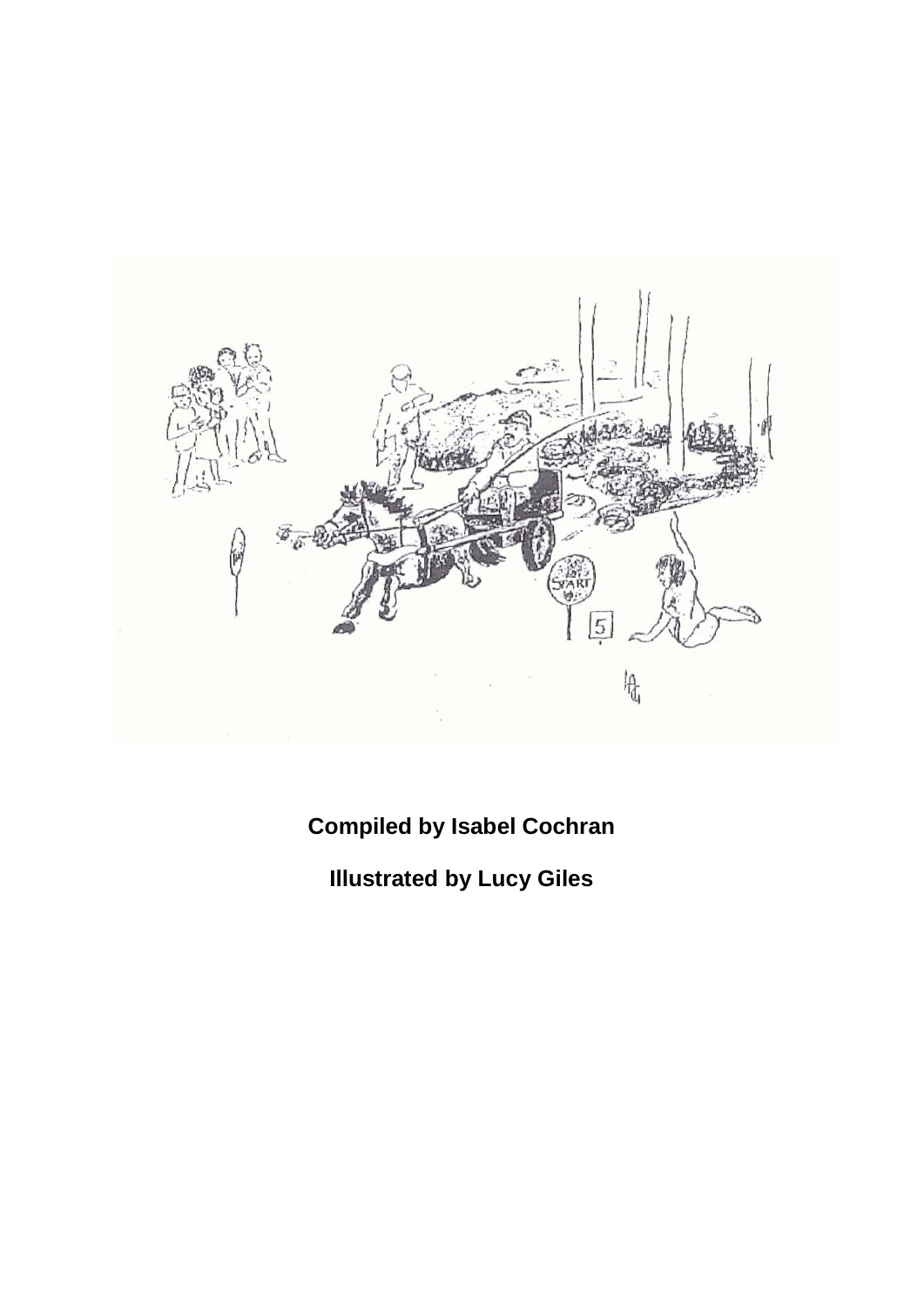**Compiled by Isabel Cochran**

**Illustrated by Lucy Giles**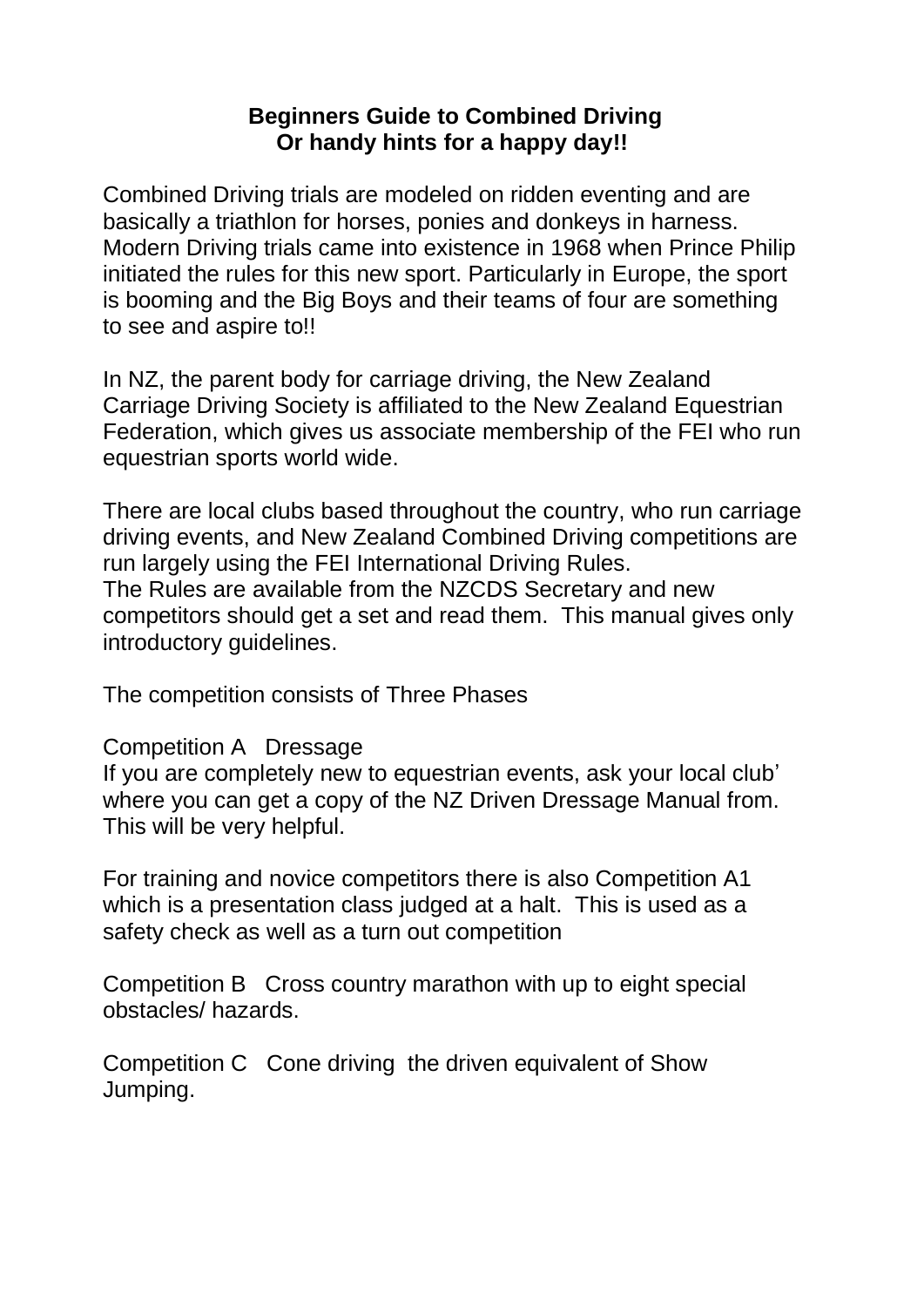**Beginners Guide to Combined Driving**
**Or handy hints for a happy day!!**

Combined Driving trials are modeled on ridden eventing and are basically a triathlon for horses, ponies and donkeys in harness. Modern Driving trials came into existence in 1968 when Prince Philip initiated the rules for this new sport. Particularly in Europe, the sport is booming and the Big Boys and their teams of four are something to see and aspire to!!

In NZ, the parent body for carriage driving, the New Zealand Carriage Driving Society is affiliated to the New Zealand Equestrian Federation, which gives us associate membership of the FEI who run equestrian sports world wide.

There are local clubs based throughout the country, who run carriage driving events, and New Zealand Combined Driving competitions are run largely using the FEI International Driving Rules.
The Rules are available from the NZCDS Secretary and new competitors should get a set and read them. This manual gives only introductory guidelines.

The competition consists of Three Phases

Competition A Dressage
If you are completely new to equestrian events, ask your local club' where you can get a copy of the NZ Driven Dressage Manual from. This will be very helpful.

For training and novice competitors there is also Competition A1 which is a presentation class judged at a halt. This is used as a safety check as well as a turn out competition

Competition B Cross country marathon with up to eight special obstacles/ hazards.

Competition C Cone driving the driven equivalent of Show Jumping.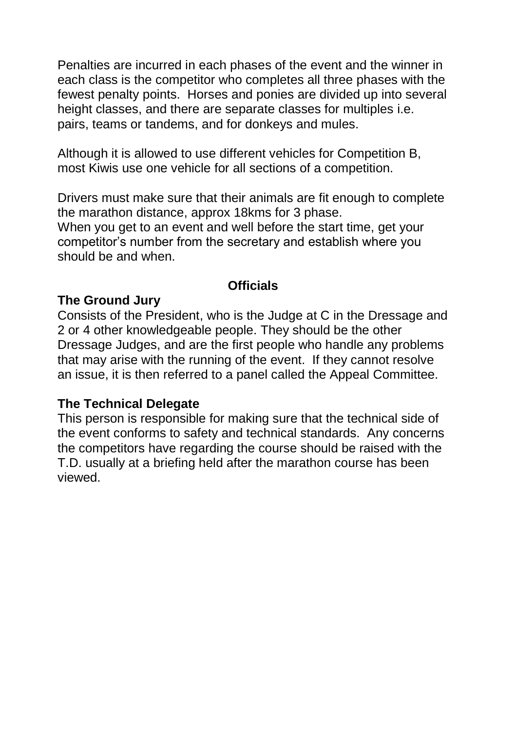Penalties are incurred in each phases of the event and the winner in each class is the competitor who completes all three phases with the fewest penalty points. Horses and ponies are divided up into several height classes, and there are separate classes for multiples i.e. pairs, teams or tandems, and for donkeys and mules.

Although it is allowed to use different vehicles for Competition B, most Kiwis use one vehicle for all sections of a competition.

Drivers must make sure that their animals are fit enough to complete the marathon distance, approx 18kms for 3 phase.
When you get to an event and well before the start time, get your competitor's number from the secretary and establish where you should be and when.

## Officials

### The Ground Jury

Consists of the President, who is the Judge at C in the Dressage and 2 or 4 other knowledgeable people. They should be the other Dressage Judges, and are the first people who handle any problems that may arise with the running of the event. If they cannot resolve an issue, it is then referred to a panel called the Appeal Committee.

### The Technical Delegate

This person is responsible for making sure that the technical side of the event conforms to safety and technical standards. Any concerns the competitors have regarding the course should be raised with the T.D. usually at a briefing held after the marathon course has been viewed.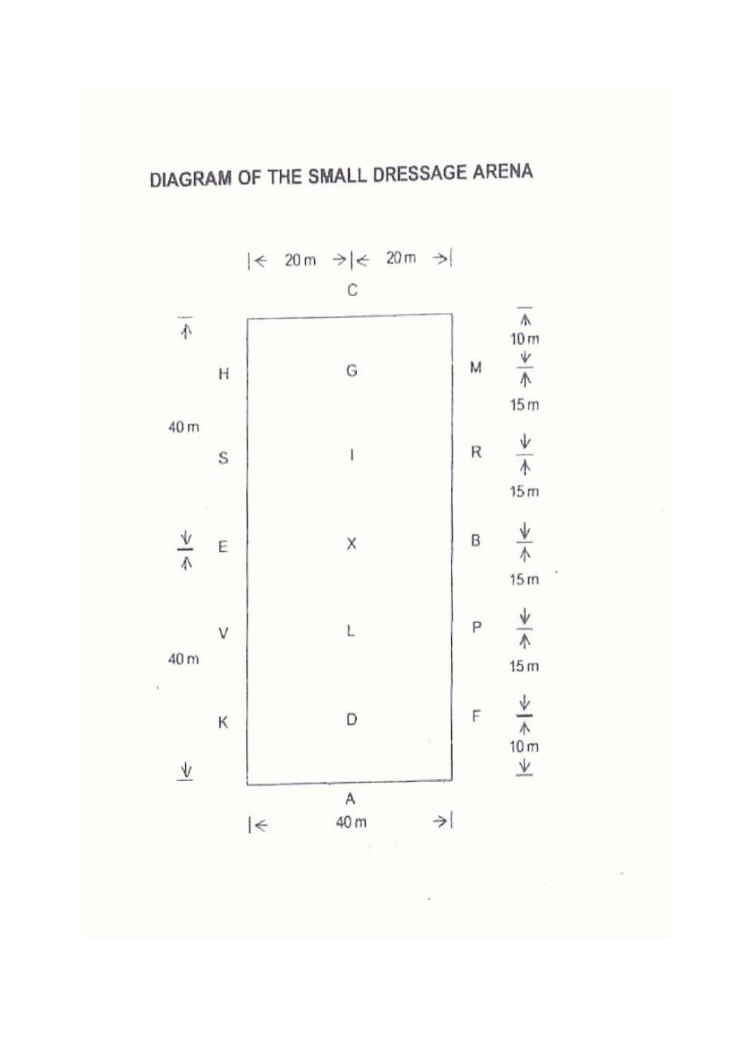# DIAGRAM OF THE SMALL DRESSAGE ARENA

|← 20 m →|← 20 m →|

C

| | | | | | |
|---|---|---|---|---|---|
| 40 m | H | G | M | 10 m / 15 m |
| | S | I | R | 15 m |
| | E | X | B | 15 m |
| 40 m | V | L | P | 15 m |
| | K | D | F | 10 m |

A

|← 40 m →|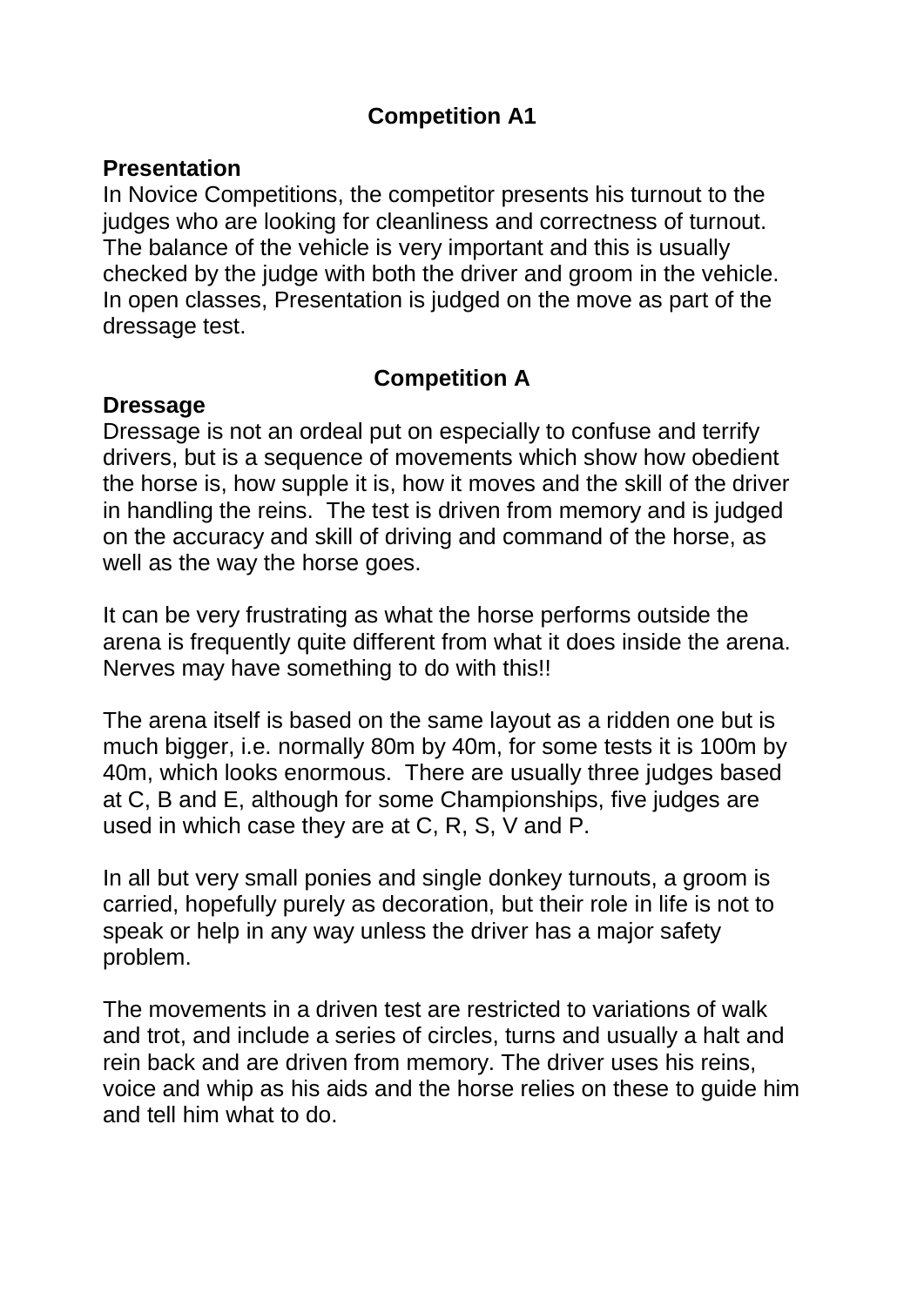## Competition A1

### Presentation

In Novice Competitions, the competitor presents his turnout to the judges who are looking for cleanliness and correctness of turnout. The balance of the vehicle is very important and this is usually checked by the judge with both the driver and groom in the vehicle. In open classes, Presentation is judged on the move as part of the dressage test.

## Competition A

### Dressage

Dressage is not an ordeal put on especially to confuse and terrify drivers, but is a sequence of movements which show how obedient the horse is, how supple it is, how it moves and the skill of the driver in handling the reins. The test is driven from memory and is judged on the accuracy and skill of driving and command of the horse, as well as the way the horse goes.

It can be very frustrating as what the horse performs outside the arena is frequently quite different from what it does inside the arena. Nerves may have something to do with this!!

The arena itself is based on the same layout as a ridden one but is much bigger, i.e. normally 80m by 40m, for some tests it is 100m by 40m, which looks enormous. There are usually three judges based at C, B and E, although for some Championships, five judges are used in which case they are at C, R, S, V and P.

In all but very small ponies and single donkey turnouts, a groom is carried, hopefully purely as decoration, but their role in life is not to speak or help in any way unless the driver has a major safety problem.

The movements in a driven test are restricted to variations of walk and trot, and include a series of circles, turns and usually a halt and rein back and are driven from memory. The driver uses his reins, voice and whip as his aids and the horse relies on these to guide him and tell him what to do.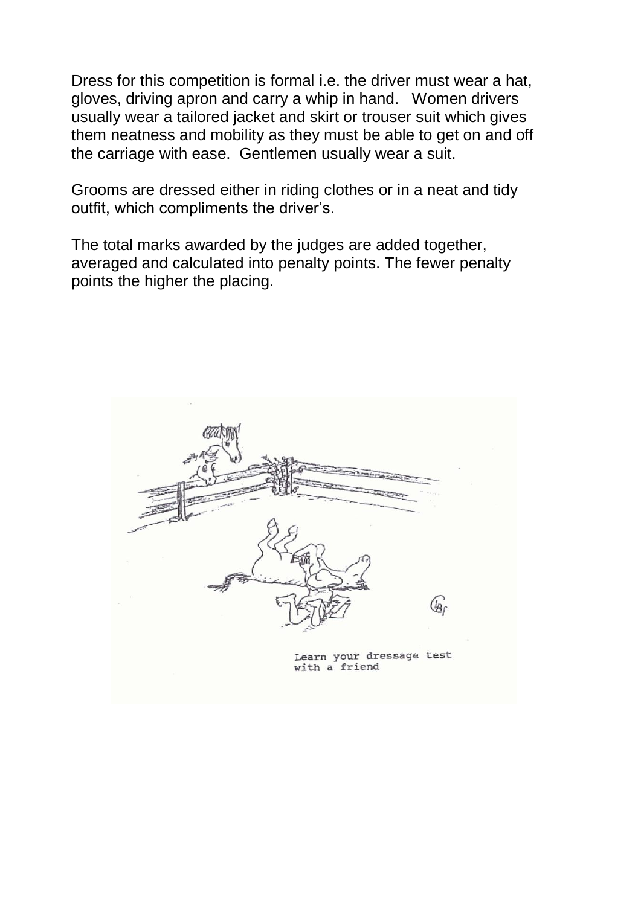Dress for this competition is formal i.e. the driver must wear a hat, gloves, driving apron and carry a whip in hand. Women drivers usually wear a tailored jacket and skirt or trouser suit which gives them neatness and mobility as they must be able to get on and off the carriage with ease. Gentlemen usually wear a suit.

Grooms are dressed either in riding clothes or in a neat and tidy outfit, which compliments the driver's.

The total marks awarded by the judges are added together, averaged and calculated into penalty points. The fewer penalty points the higher the placing.

Learn your dressage test with a friend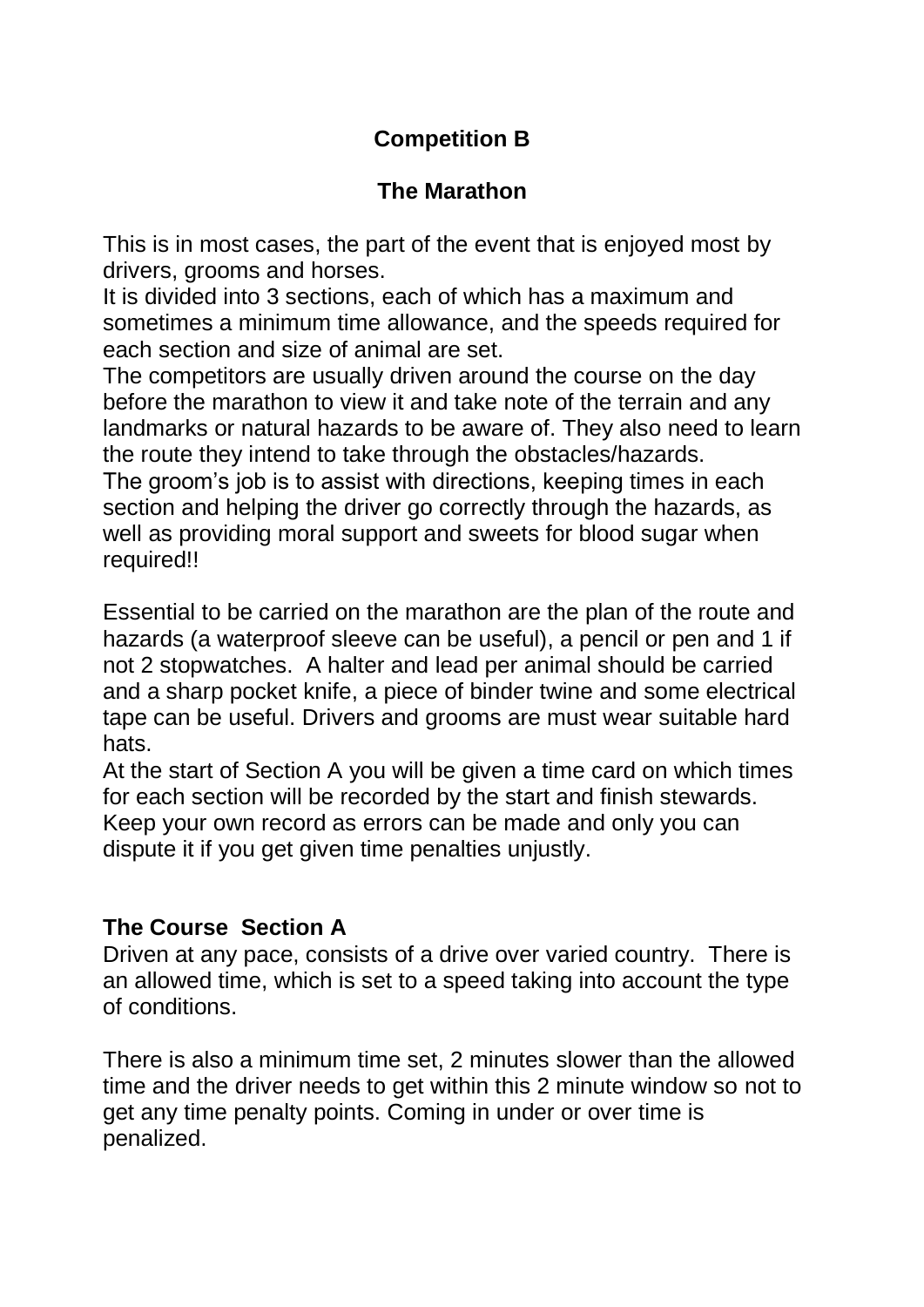## Competition B

### The Marathon

This is in most cases, the part of the event that is enjoyed most by drivers, grooms and horses.
It is divided into 3 sections, each of which has a maximum and sometimes a minimum time allowance, and the speeds required for each section and size of animal are set.
The competitors are usually driven around the course on the day before the marathon to view it and take note of the terrain and any landmarks or natural hazards to be aware of. They also need to learn the route they intend to take through the obstacles/hazards.
The groom's job is to assist with directions, keeping times in each section and helping the driver go correctly through the hazards, as well as providing moral support and sweets for blood sugar when required!!

Essential to be carried on the marathon are the plan of the route and hazards (a waterproof sleeve can be useful), a pencil or pen and 1 if not 2 stopwatches. A halter and lead per animal should be carried and a sharp pocket knife, a piece of binder twine and some electrical tape can be useful. Drivers and grooms are must wear suitable hard hats.
At the start of Section A you will be given a time card on which times for each section will be recorded by the start and finish stewards. Keep your own record as errors can be made and only you can dispute it if you get given time penalties unjustly.

**The Course Section A**
Driven at any pace, consists of a drive over varied country. There is an allowed time, which is set to a speed taking into account the type of conditions.

There is also a minimum time set, 2 minutes slower than the allowed time and the driver needs to get within this 2 minute window so not to get any time penalty points. Coming in under or over time is penalized.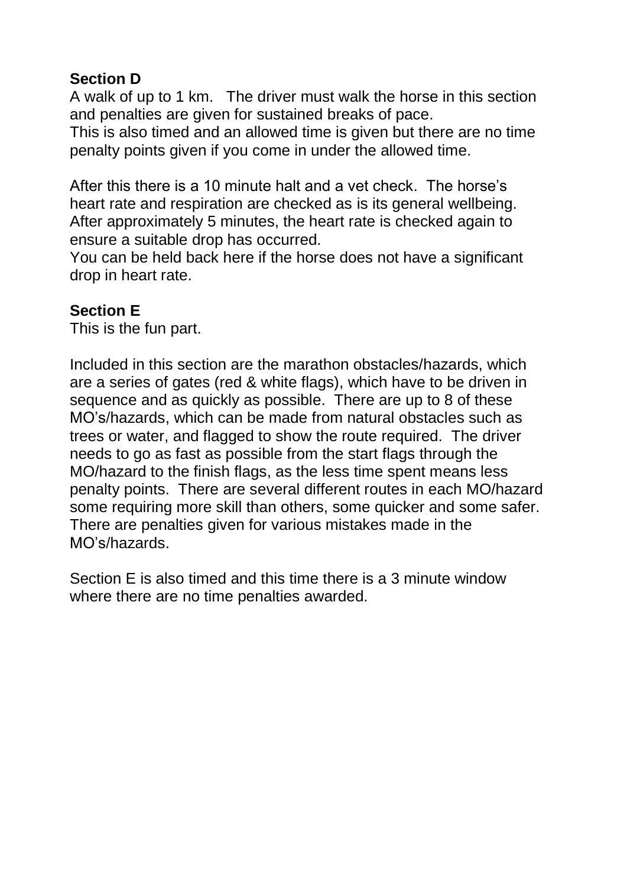**Section D**

A walk of up to 1 km. The driver must walk the horse in this section and penalties are given for sustained breaks of pace.
This is also timed and an allowed time is given but there are no time penalty points given if you come in under the allowed time.

After this there is a 10 minute halt and a vet check. The horse's heart rate and respiration are checked as is its general wellbeing. After approximately 5 minutes, the heart rate is checked again to ensure a suitable drop has occurred.
You can be held back here if the horse does not have a significant drop in heart rate.

**Section E**

This is the fun part.

Included in this section are the marathon obstacles/hazards, which are a series of gates (red & white flags), which have to be driven in sequence and as quickly as possible. There are up to 8 of these MO's/hazards, which can be made from natural obstacles such as trees or water, and flagged to show the route required. The driver needs to go as fast as possible from the start flags through the MO/hazard to the finish flags, as the less time spent means less penalty points. There are several different routes in each MO/hazard some requiring more skill than others, some quicker and some safer. There are penalties given for various mistakes made in the MO's/hazards.

Section E is also timed and this time there is a 3 minute window where there are no time penalties awarded.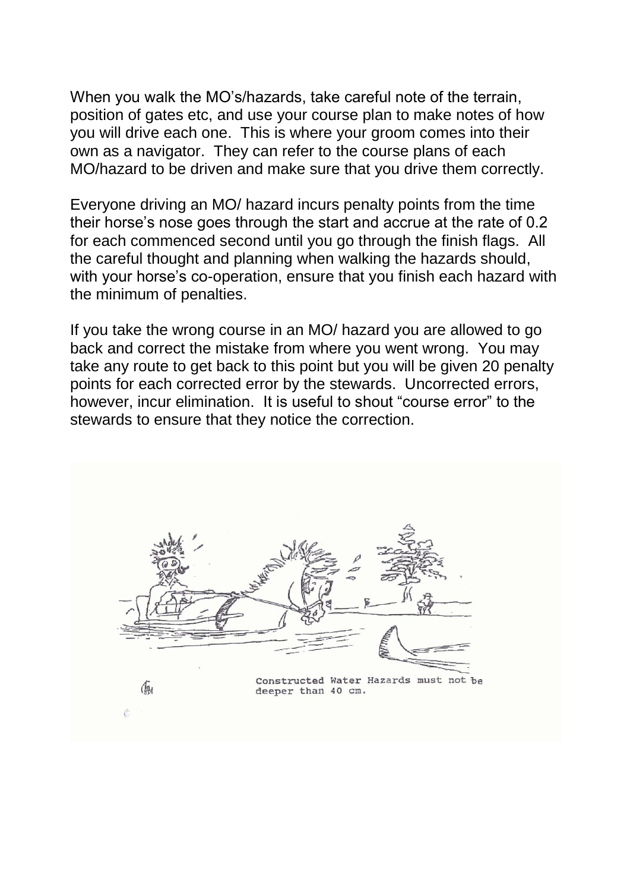When you walk the MO's/hazards, take careful note of the terrain, position of gates etc, and use your course plan to make notes of how you will drive each one. This is where your groom comes into their own as a navigator. They can refer to the course plans of each MO/hazard to be driven and make sure that you drive them correctly.

Everyone driving an MO/ hazard incurs penalty points from the time their horse's nose goes through the start and accrue at the rate of 0.2 for each commenced second until you go through the finish flags. All the careful thought and planning when walking the hazards should, with your horse's co-operation, ensure that you finish each hazard with the minimum of penalties.

If you take the wrong course in an MO/ hazard you are allowed to go back and correct the mistake from where you went wrong. You may take any route to get back to this point but you will be given 20 penalty points for each corrected error by the stewards. Uncorrected errors, however, incur elimination. It is useful to shout "course error" to the stewards to ensure that they notice the correction.

Constructed Water Hazards must not be deeper than 40 cm.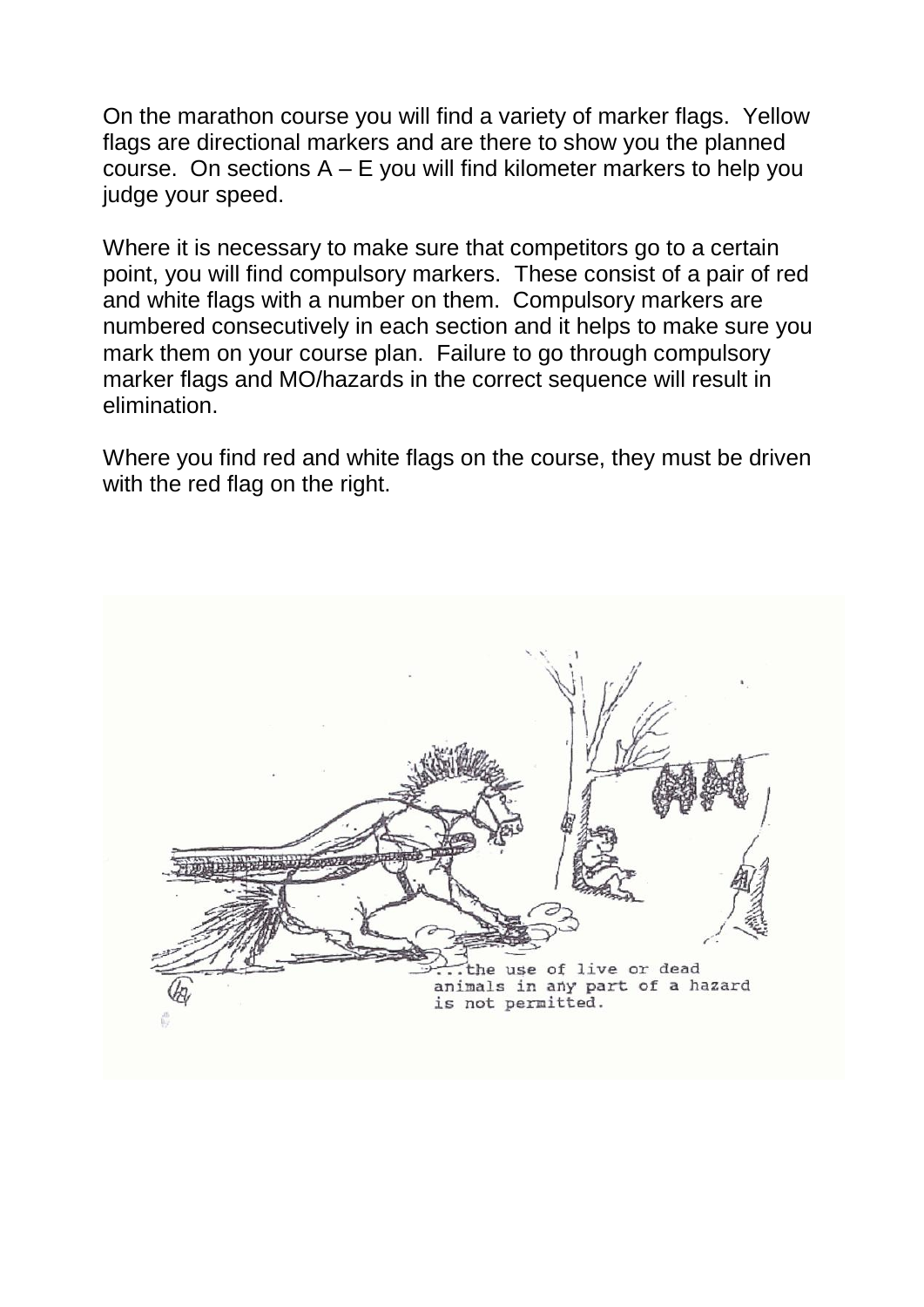On the marathon course you will find a variety of marker flags. Yellow flags are directional markers and are there to show you the planned course. On sections A – E you will find kilometer markers to help you judge your speed.

Where it is necessary to make sure that competitors go to a certain point, you will find compulsory markers. These consist of a pair of red and white flags with a number on them. Compulsory markers are numbered consecutively in each section and it helps to make sure you mark them on your course plan. Failure to go through compulsory marker flags and MO/hazards in the correct sequence will result in elimination.

Where you find red and white flags on the course, they must be driven with the red flag on the right.

...the use of live or dead animals in any part of a hazard is not permitted.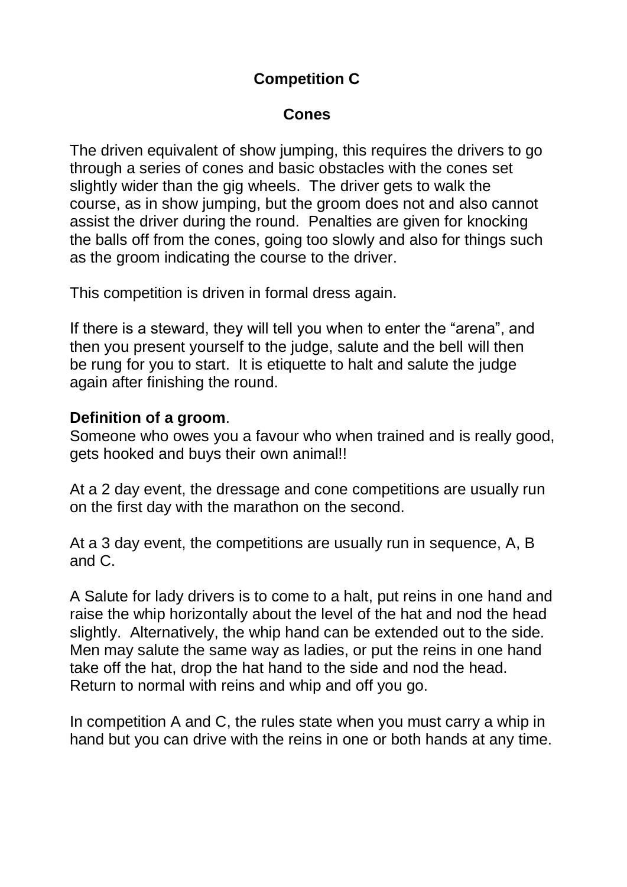## Competition C

### Cones

The driven equivalent of show jumping, this requires the drivers to go through a series of cones and basic obstacles with the cones set slightly wider than the gig wheels. The driver gets to walk the course, as in show jumping, but the groom does not and also cannot assist the driver during the round. Penalties are given for knocking the balls off from the cones, going too slowly and also for things such as the groom indicating the course to the driver.

This competition is driven in formal dress again.

If there is a steward, they will tell you when to enter the "arena", and then you present yourself to the judge, salute and the bell will then be rung for you to start. It is etiquette to halt and salute the judge again after finishing the round.

**Definition of a groom**.
Someone who owes you a favour who when trained and is really good, gets hooked and buys their own animal!!

At a 2 day event, the dressage and cone competitions are usually run on the first day with the marathon on the second.

At a 3 day event, the competitions are usually run in sequence, A, B and C.

A Salute for lady drivers is to come to a halt, put reins in one hand and raise the whip horizontally about the level of the hat and nod the head slightly. Alternatively, the whip hand can be extended out to the side. Men may salute the same way as ladies, or put the reins in one hand take off the hat, drop the hat hand to the side and nod the head. Return to normal with reins and whip and off you go.

In competition A and C, the rules state when you must carry a whip in hand but you can drive with the reins in one or both hands at any time.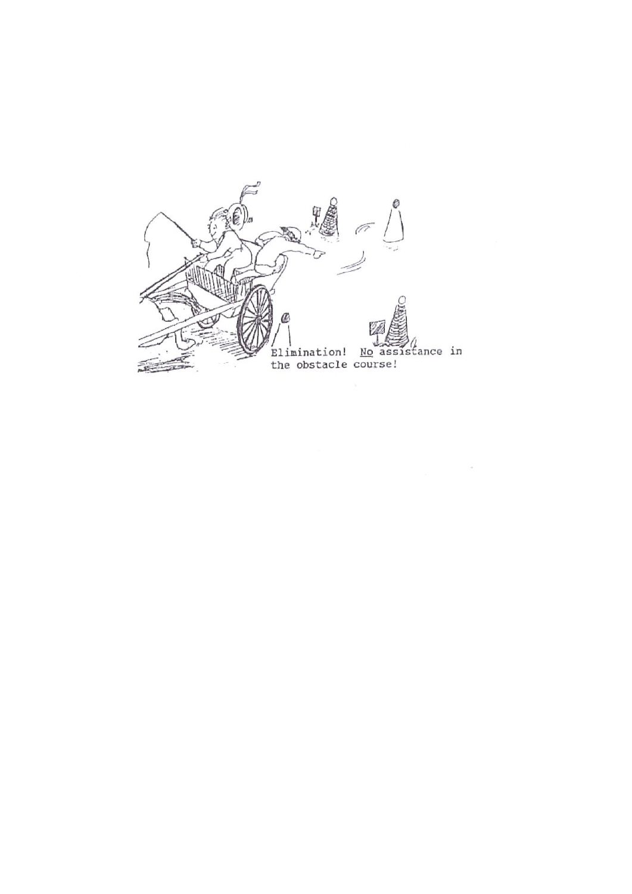Elimination! No assistance in the obstacle course!